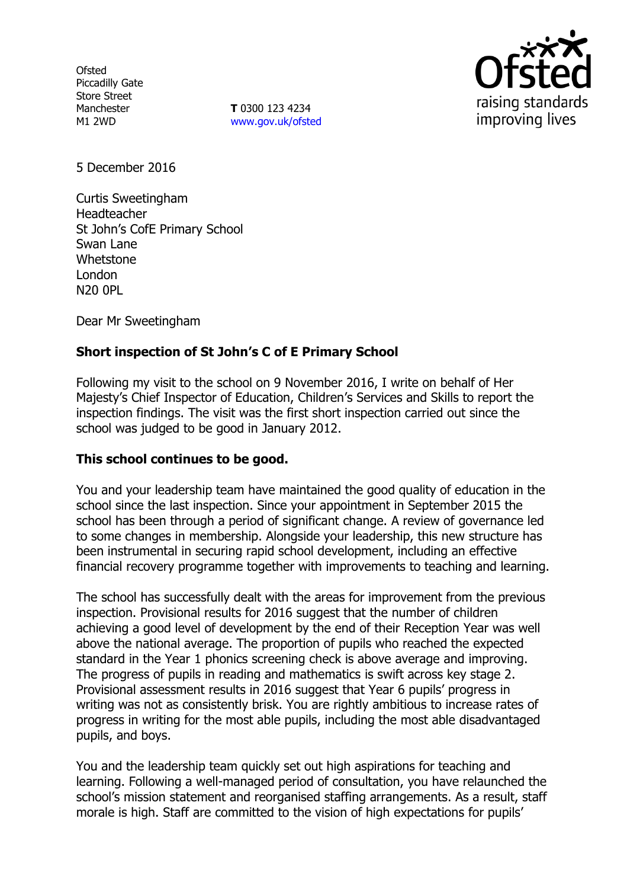Ofsted
Piccadilly Gate
Store Street
Manchester
M1 2WD

**T** 0300 123 4234
www.gov.uk/ofsted

5 December 2016

Curtis Sweetingham
Headteacher
St John's CofE Primary School
Swan Lane
Whetstone
London
N20 0PL

Dear Mr Sweetingham

**Short inspection of St John's C of E Primary School**

Following my visit to the school on 9 November 2016, I write on behalf of Her Majesty's Chief Inspector of Education, Children's Services and Skills to report the inspection findings. The visit was the first short inspection carried out since the school was judged to be good in January 2012.

**This school continues to be good.**

You and your leadership team have maintained the good quality of education in the school since the last inspection. Since your appointment in September 2015 the school has been through a period of significant change. A review of governance led to some changes in membership. Alongside your leadership, this new structure has been instrumental in securing rapid school development, including an effective financial recovery programme together with improvements to teaching and learning.

The school has successfully dealt with the areas for improvement from the previous inspection. Provisional results for 2016 suggest that the number of children achieving a good level of development by the end of their Reception Year was well above the national average. The proportion of pupils who reached the expected standard in the Year 1 phonics screening check is above average and improving. The progress of pupils in reading and mathematics is swift across key stage 2. Provisional assessment results in 2016 suggest that Year 6 pupils' progress in writing was not as consistently brisk. You are rightly ambitious to increase rates of progress in writing for the most able pupils, including the most able disadvantaged pupils, and boys.

You and the leadership team quickly set out high aspirations for teaching and learning. Following a well-managed period of consultation, you have relaunched the school's mission statement and reorganised staffing arrangements. As a result, staff morale is high. Staff are committed to the vision of high expectations for pupils'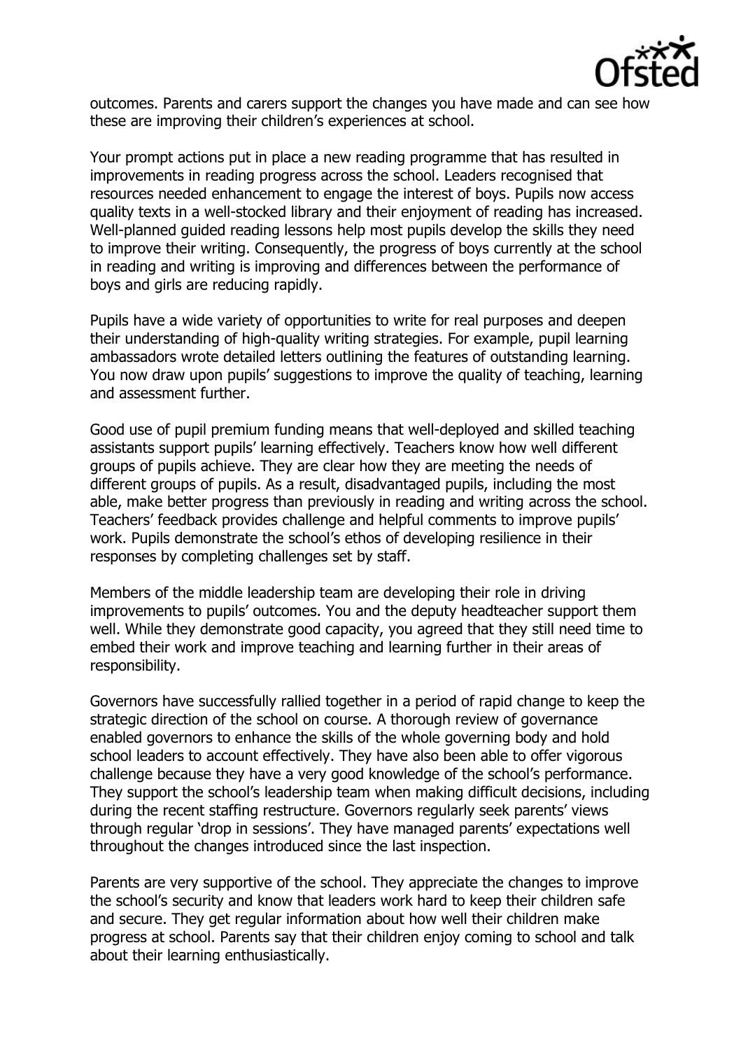outcomes. Parents and carers support the changes you have made and can see how these are improving their children's experiences at school.

Your prompt actions put in place a new reading programme that has resulted in improvements in reading progress across the school. Leaders recognised that resources needed enhancement to engage the interest of boys. Pupils now access quality texts in a well-stocked library and their enjoyment of reading has increased. Well-planned guided reading lessons help most pupils develop the skills they need to improve their writing. Consequently, the progress of boys currently at the school in reading and writing is improving and differences between the performance of boys and girls are reducing rapidly.

Pupils have a wide variety of opportunities to write for real purposes and deepen their understanding of high-quality writing strategies. For example, pupil learning ambassadors wrote detailed letters outlining the features of outstanding learning. You now draw upon pupils' suggestions to improve the quality of teaching, learning and assessment further.

Good use of pupil premium funding means that well-deployed and skilled teaching assistants support pupils' learning effectively. Teachers know how well different groups of pupils achieve. They are clear how they are meeting the needs of different groups of pupils. As a result, disadvantaged pupils, including the most able, make better progress than previously in reading and writing across the school. Teachers' feedback provides challenge and helpful comments to improve pupils' work. Pupils demonstrate the school's ethos of developing resilience in their responses by completing challenges set by staff.

Members of the middle leadership team are developing their role in driving improvements to pupils' outcomes. You and the deputy headteacher support them well. While they demonstrate good capacity, you agreed that they still need time to embed their work and improve teaching and learning further in their areas of responsibility.

Governors have successfully rallied together in a period of rapid change to keep the strategic direction of the school on course. A thorough review of governance enabled governors to enhance the skills of the whole governing body and hold school leaders to account effectively. They have also been able to offer vigorous challenge because they have a very good knowledge of the school's performance. They support the school's leadership team when making difficult decisions, including during the recent staffing restructure. Governors regularly seek parents' views through regular 'drop in sessions'. They have managed parents' expectations well throughout the changes introduced since the last inspection.

Parents are very supportive of the school. They appreciate the changes to improve the school's security and know that leaders work hard to keep their children safe and secure. They get regular information about how well their children make progress at school. Parents say that their children enjoy coming to school and talk about their learning enthusiastically.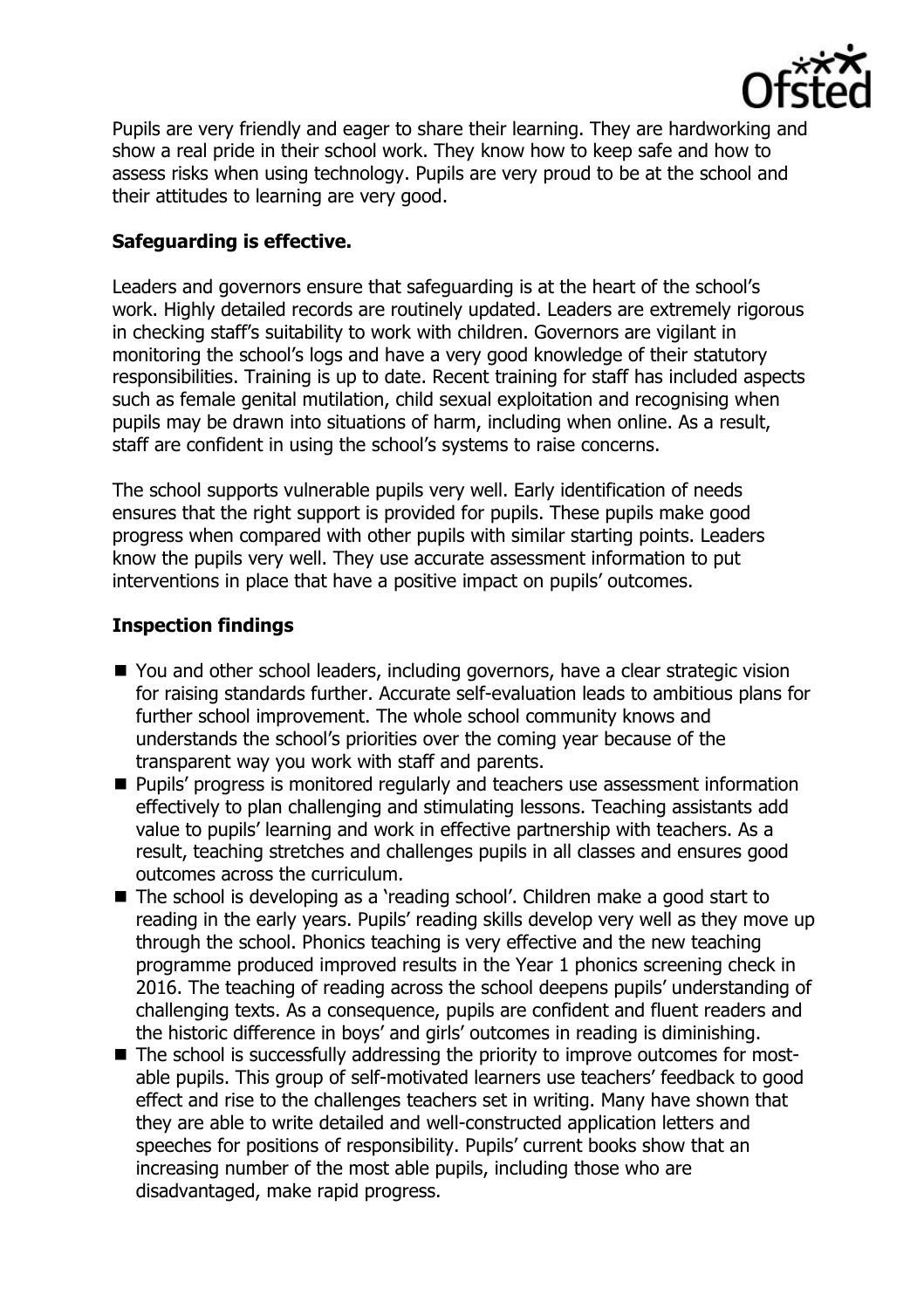Pupils are very friendly and eager to share their learning. They are hardworking and show a real pride in their school work. They know how to keep safe and how to assess risks when using technology. Pupils are very proud to be at the school and their attitudes to learning are very good.

## Safeguarding is effective.

Leaders and governors ensure that safeguarding is at the heart of the school's work. Highly detailed records are routinely updated. Leaders are extremely rigorous in checking staff's suitability to work with children. Governors are vigilant in monitoring the school's logs and have a very good knowledge of their statutory responsibilities. Training is up to date. Recent training for staff has included aspects such as female genital mutilation, child sexual exploitation and recognising when pupils may be drawn into situations of harm, including when online. As a result, staff are confident in using the school's systems to raise concerns.

The school supports vulnerable pupils very well. Early identification of needs ensures that the right support is provided for pupils. These pupils make good progress when compared with other pupils with similar starting points. Leaders know the pupils very well. They use accurate assessment information to put interventions in place that have a positive impact on pupils' outcomes.

## Inspection findings

- You and other school leaders, including governors, have a clear strategic vision for raising standards further. Accurate self-evaluation leads to ambitious plans for further school improvement. The whole school community knows and understands the school's priorities over the coming year because of the transparent way you work with staff and parents.
- Pupils' progress is monitored regularly and teachers use assessment information effectively to plan challenging and stimulating lessons. Teaching assistants add value to pupils' learning and work in effective partnership with teachers. As a result, teaching stretches and challenges pupils in all classes and ensures good outcomes across the curriculum.
- The school is developing as a 'reading school'. Children make a good start to reading in the early years. Pupils' reading skills develop very well as they move up through the school. Phonics teaching is very effective and the new teaching programme produced improved results in the Year 1 phonics screening check in 2016. The teaching of reading across the school deepens pupils' understanding of challenging texts. As a consequence, pupils are confident and fluent readers and the historic difference in boys' and girls' outcomes in reading is diminishing.
- The school is successfully addressing the priority to improve outcomes for most-able pupils. This group of self-motivated learners use teachers' feedback to good effect and rise to the challenges teachers set in writing. Many have shown that they are able to write detailed and well-constructed application letters and speeches for positions of responsibility. Pupils' current books show that an increasing number of the most able pupils, including those who are disadvantaged, make rapid progress.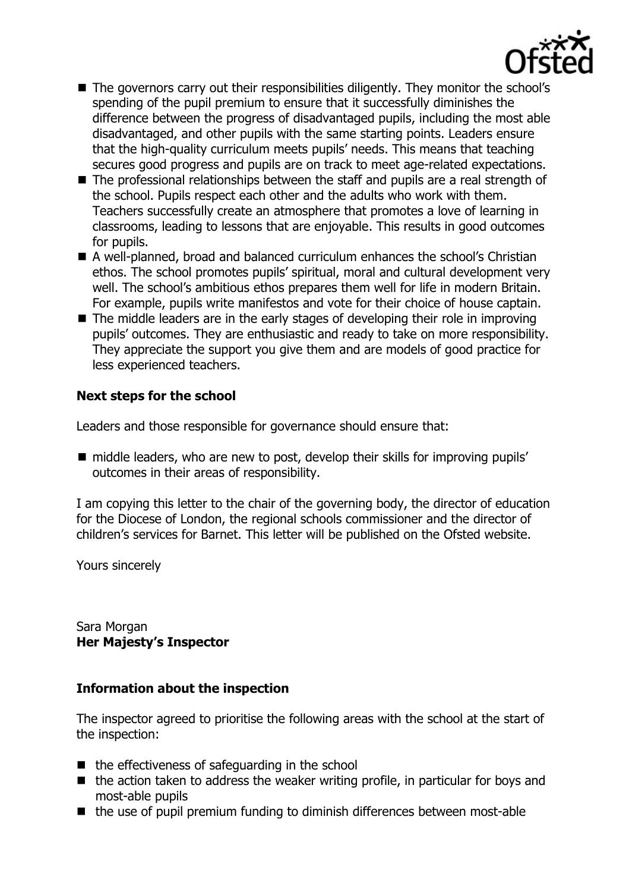- The governors carry out their responsibilities diligently. They monitor the school's spending of the pupil premium to ensure that it successfully diminishes the difference between the progress of disadvantaged pupils, including the most able disadvantaged, and other pupils with the same starting points. Leaders ensure that the high-quality curriculum meets pupils' needs. This means that teaching secures good progress and pupils are on track to meet age-related expectations.
- The professional relationships between the staff and pupils are a real strength of the school. Pupils respect each other and the adults who work with them. Teachers successfully create an atmosphere that promotes a love of learning in classrooms, leading to lessons that are enjoyable. This results in good outcomes for pupils.
- A well-planned, broad and balanced curriculum enhances the school's Christian ethos. The school promotes pupils' spiritual, moral and cultural development very well. The school's ambitious ethos prepares them well for life in modern Britain. For example, pupils write manifestos and vote for their choice of house captain.
- The middle leaders are in the early stages of developing their role in improving pupils' outcomes. They are enthusiastic and ready to take on more responsibility. They appreciate the support you give them and are models of good practice for less experienced teachers.

**Next steps for the school**

Leaders and those responsible for governance should ensure that:

- middle leaders, who are new to post, develop their skills for improving pupils' outcomes in their areas of responsibility.

I am copying this letter to the chair of the governing body, the director of education for the Diocese of London, the regional schools commissioner and the director of children's services for Barnet. This letter will be published on the Ofsted website.

Yours sincerely

Sara Morgan
**Her Majesty's Inspector**

**Information about the inspection**

The inspector agreed to prioritise the following areas with the school at the start of the inspection:

- the effectiveness of safeguarding in the school
- the action taken to address the weaker writing profile, in particular for boys and most-able pupils
- the use of pupil premium funding to diminish differences between most-able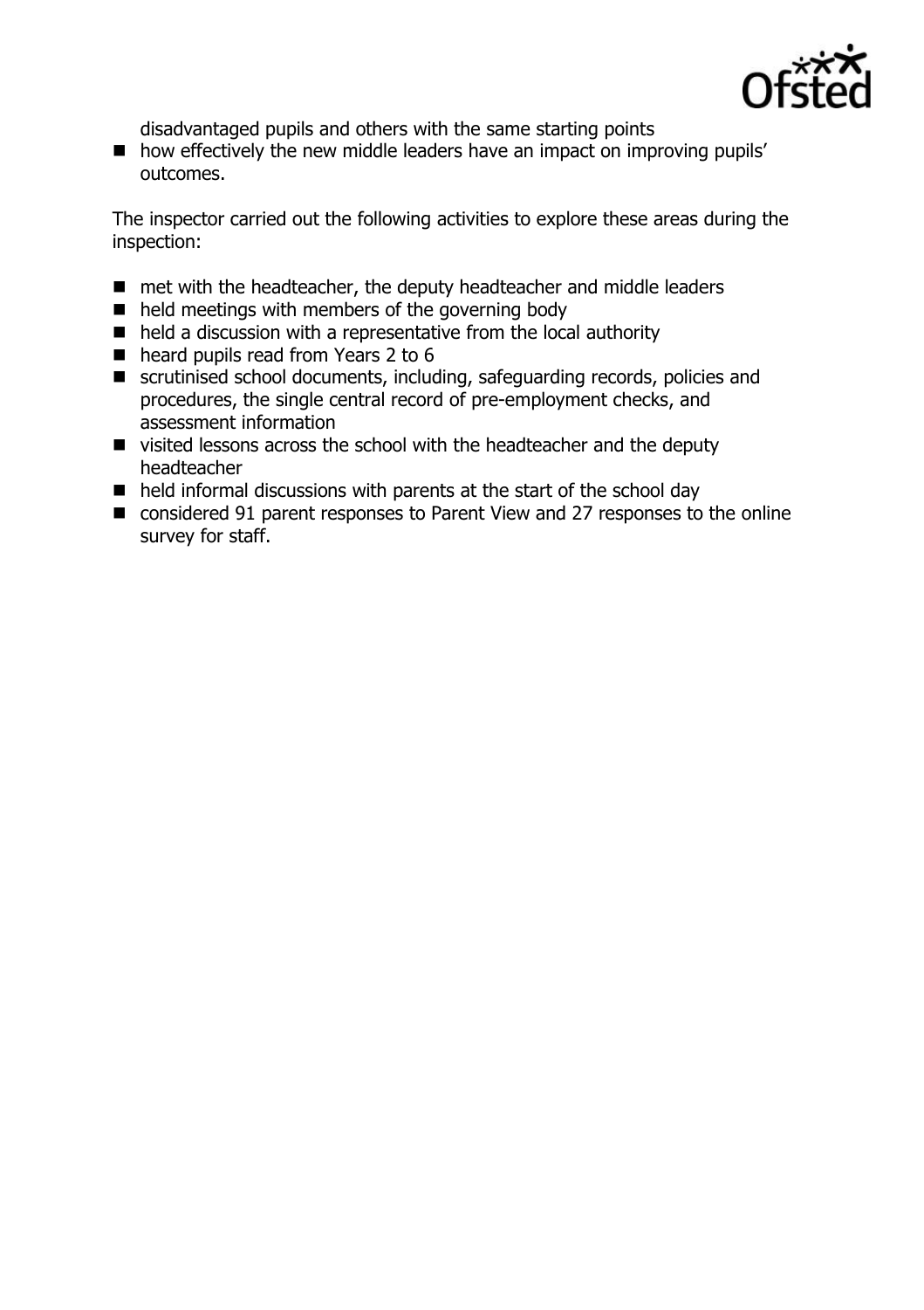disadvantaged pupils and others with the same starting points

- how effectively the new middle leaders have an impact on improving pupils' outcomes.

The inspector carried out the following activities to explore these areas during the inspection:

- met with the headteacher, the deputy headteacher and middle leaders
- held meetings with members of the governing body
- held a discussion with a representative from the local authority
- heard pupils read from Years 2 to 6
- scrutinised school documents, including, safeguarding records, policies and procedures, the single central record of pre-employment checks, and assessment information
- visited lessons across the school with the headteacher and the deputy headteacher
- held informal discussions with parents at the start of the school day
- considered 91 parent responses to Parent View and 27 responses to the online survey for staff.